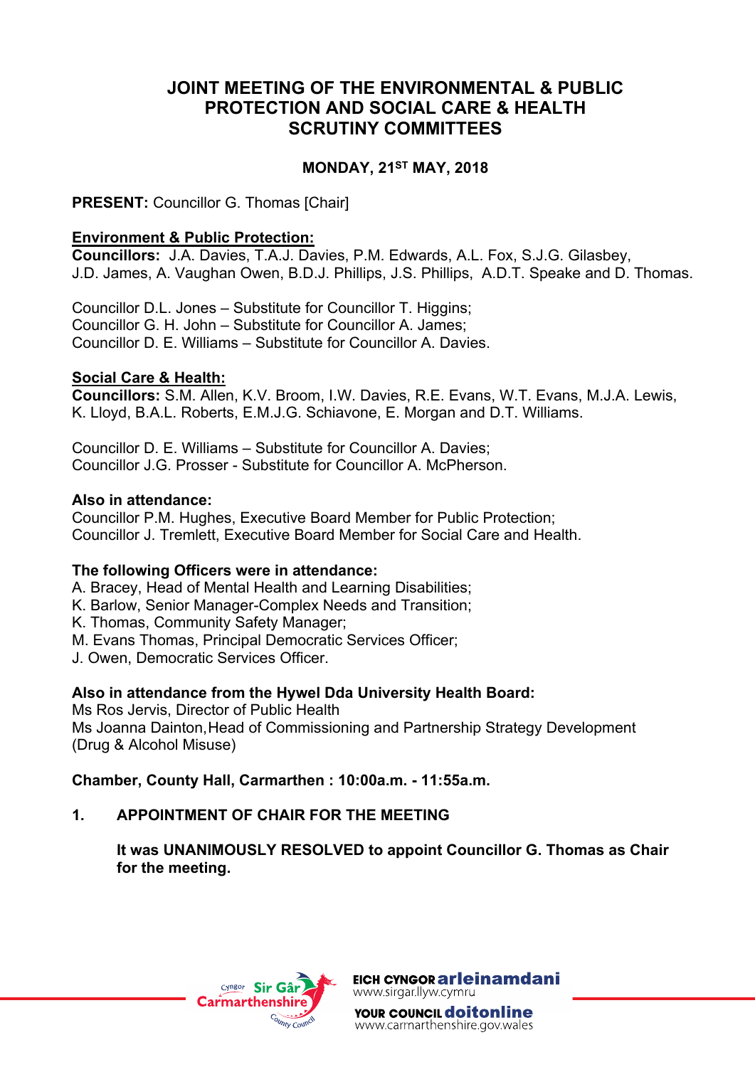# JOINT MEETING OF THE ENVIRONMENTAL & PUBLIC PROTECTION AND SOCIAL CARE & HEALTH SCRUTINY COMMITTEES

**MONDAY, 21ST MAY, 2018**

**PRESENT:** Councillor G. Thomas [Chair]

**Environment & Public Protection:**
**Councillors:** J.A. Davies, T.A.J. Davies, P.M. Edwards, A.L. Fox, S.J.G. Gilasbey, J.D. James, A. Vaughan Owen, B.D.J. Phillips, J.S. Phillips, A.D.T. Speake and D. Thomas.

Councillor D.L. Jones – Substitute for Councillor T. Higgins;
Councillor G. H. John – Substitute for Councillor A. James;
Councillor D. E. Williams – Substitute for Councillor A. Davies.

**Social Care & Health:**
**Councillors:** S.M. Allen, K.V. Broom, I.W. Davies, R.E. Evans, W.T. Evans, M.J.A. Lewis, K. Lloyd, B.A.L. Roberts, E.M.J.G. Schiavone, E. Morgan and D.T. Williams.

Councillor D. E. Williams – Substitute for Councillor A. Davies;
Councillor J.G. Prosser - Substitute for Councillor A. McPherson.

**Also in attendance:**
Councillor P.M. Hughes, Executive Board Member for Public Protection;
Councillor J. Tremlett, Executive Board Member for Social Care and Health.

**The following Officers were in attendance:**
A. Bracey, Head of Mental Health and Learning Disabilities;
K. Barlow, Senior Manager-Complex Needs and Transition;
K. Thomas, Community Safety Manager;
M. Evans Thomas, Principal Democratic Services Officer;
J. Owen, Democratic Services Officer.

**Also in attendance from the Hywel Dda University Health Board:**
Ms Ros Jervis, Director of Public Health
Ms Joanna Dainton, Head of Commissioning and Partnership Strategy Development (Drug & Alcohol Misuse)

**Chamber, County Hall, Carmarthen : 10:00a.m. - 11:55a.m.**

**1. APPOINTMENT OF CHAIR FOR THE MEETING**

**It was UNANIMOUSLY RESOLVED to appoint Councillor G. Thomas as Chair for the meeting.**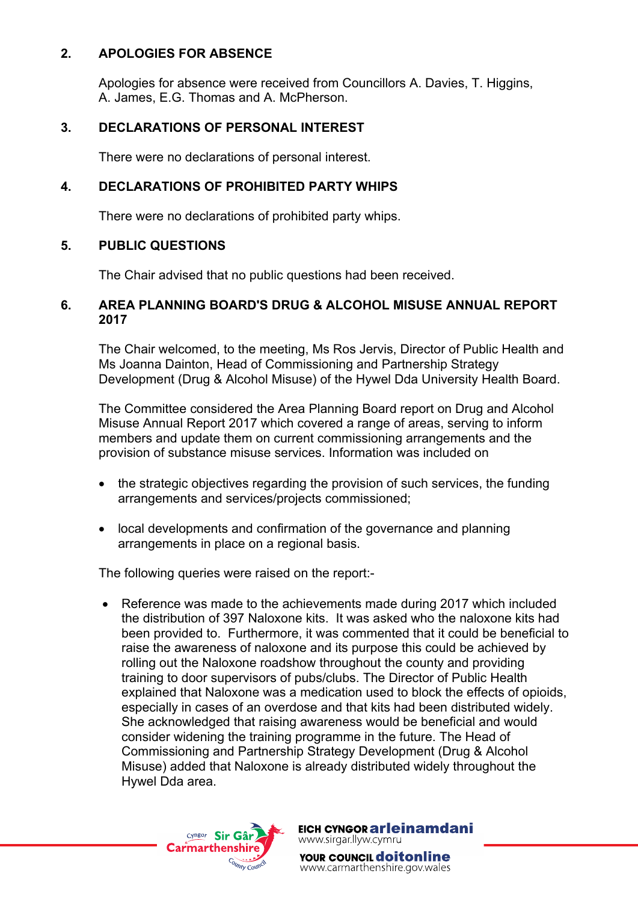## 2. APOLOGIES FOR ABSENCE

Apologies for absence were received from Councillors A. Davies, T. Higgins, A. James, E.G. Thomas and A. McPherson.

## 3. DECLARATIONS OF PERSONAL INTEREST

There were no declarations of personal interest.

## 4. DECLARATIONS OF PROHIBITED PARTY WHIPS

There were no declarations of prohibited party whips.

## 5. PUBLIC QUESTIONS

The Chair advised that no public questions had been received.

## 6. AREA PLANNING BOARD'S DRUG & ALCOHOL MISUSE ANNUAL REPORT 2017

The Chair welcomed, to the meeting, Ms Ros Jervis, Director of Public Health and Ms Joanna Dainton, Head of Commissioning and Partnership Strategy Development (Drug & Alcohol Misuse) of the Hywel Dda University Health Board.

The Committee considered the Area Planning Board report on Drug and Alcohol Misuse Annual Report 2017 which covered a range of areas, serving to inform members and update them on current commissioning arrangements and the provision of substance misuse services. Information was included on

- the strategic objectives regarding the provision of such services, the funding arrangements and services/projects commissioned;
- local developments and confirmation of the governance and planning arrangements in place on a regional basis.

The following queries were raised on the report:-

- Reference was made to the achievements made during 2017 which included the distribution of 397 Naloxone kits. It was asked who the naloxone kits had been provided to. Furthermore, it was commented that it could be beneficial to raise the awareness of naloxone and its purpose this could be achieved by rolling out the Naloxone roadshow throughout the county and providing training to door supervisors of pubs/clubs. The Director of Public Health explained that Naloxone was a medication used to block the effects of opioids, especially in cases of an overdose and that kits had been distributed widely. She acknowledged that raising awareness would be beneficial and would consider widening the training programme in the future. The Head of Commissioning and Partnership Strategy Development (Drug & Alcohol Misuse) added that Naloxone is already distributed widely throughout the Hywel Dda area.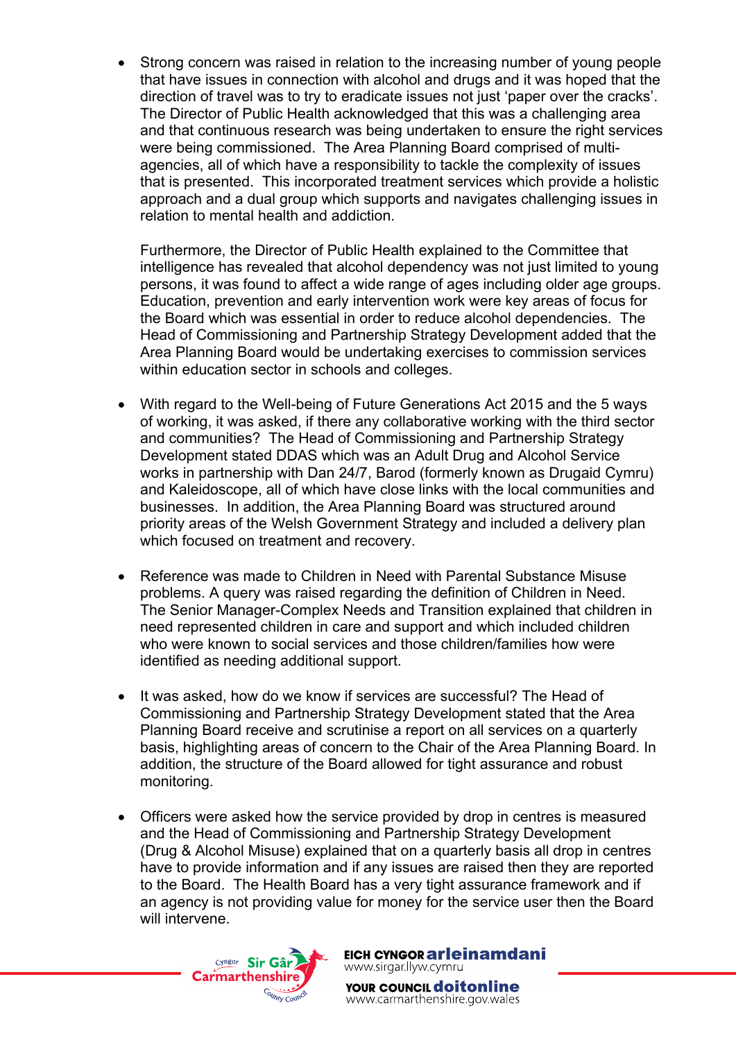- Strong concern was raised in relation to the increasing number of young people that have issues in connection with alcohol and drugs and it was hoped that the direction of travel was to try to eradicate issues not just 'paper over the cracks'. The Director of Public Health acknowledged that this was a challenging area and that continuous research was being undertaken to ensure the right services were being commissioned. The Area Planning Board comprised of multi-agencies, all of which have a responsibility to tackle the complexity of issues that is presented. This incorporated treatment services which provide a holistic approach and a dual group which supports and navigates challenging issues in relation to mental health and addiction.

  Furthermore, the Director of Public Health explained to the Committee that intelligence has revealed that alcohol dependency was not just limited to young persons, it was found to affect a wide range of ages including older age groups. Education, prevention and early intervention work were key areas of focus for the Board which was essential in order to reduce alcohol dependencies. The Head of Commissioning and Partnership Strategy Development added that the Area Planning Board would be undertaking exercises to commission services within education sector in schools and colleges.

- With regard to the Well-being of Future Generations Act 2015 and the 5 ways of working, it was asked, if there any collaborative working with the third sector and communities? The Head of Commissioning and Partnership Strategy Development stated DDAS which was an Adult Drug and Alcohol Service works in partnership with Dan 24/7, Barod (formerly known as Drugaid Cymru) and Kaleidoscope, all of which have close links with the local communities and businesses. In addition, the Area Planning Board was structured around priority areas of the Welsh Government Strategy and included a delivery plan which focused on treatment and recovery.

- Reference was made to Children in Need with Parental Substance Misuse problems. A query was raised regarding the definition of Children in Need. The Senior Manager-Complex Needs and Transition explained that children in need represented children in care and support and which included children who were known to social services and those children/families how were identified as needing additional support.

- It was asked, how do we know if services are successful? The Head of Commissioning and Partnership Strategy Development stated that the Area Planning Board receive and scrutinise a report on all services on a quarterly basis, highlighting areas of concern to the Chair of the Area Planning Board. In addition, the structure of the Board allowed for tight assurance and robust monitoring.

- Officers were asked how the service provided by drop in centres is measured and the Head of Commissioning and Partnership Strategy Development (Drug & Alcohol Misuse) explained that on a quarterly basis all drop in centres have to provide information and if any issues are raised then they are reported to the Board. The Health Board has a very tight assurance framework and if an agency is not providing value for money for the service user then the Board will intervene.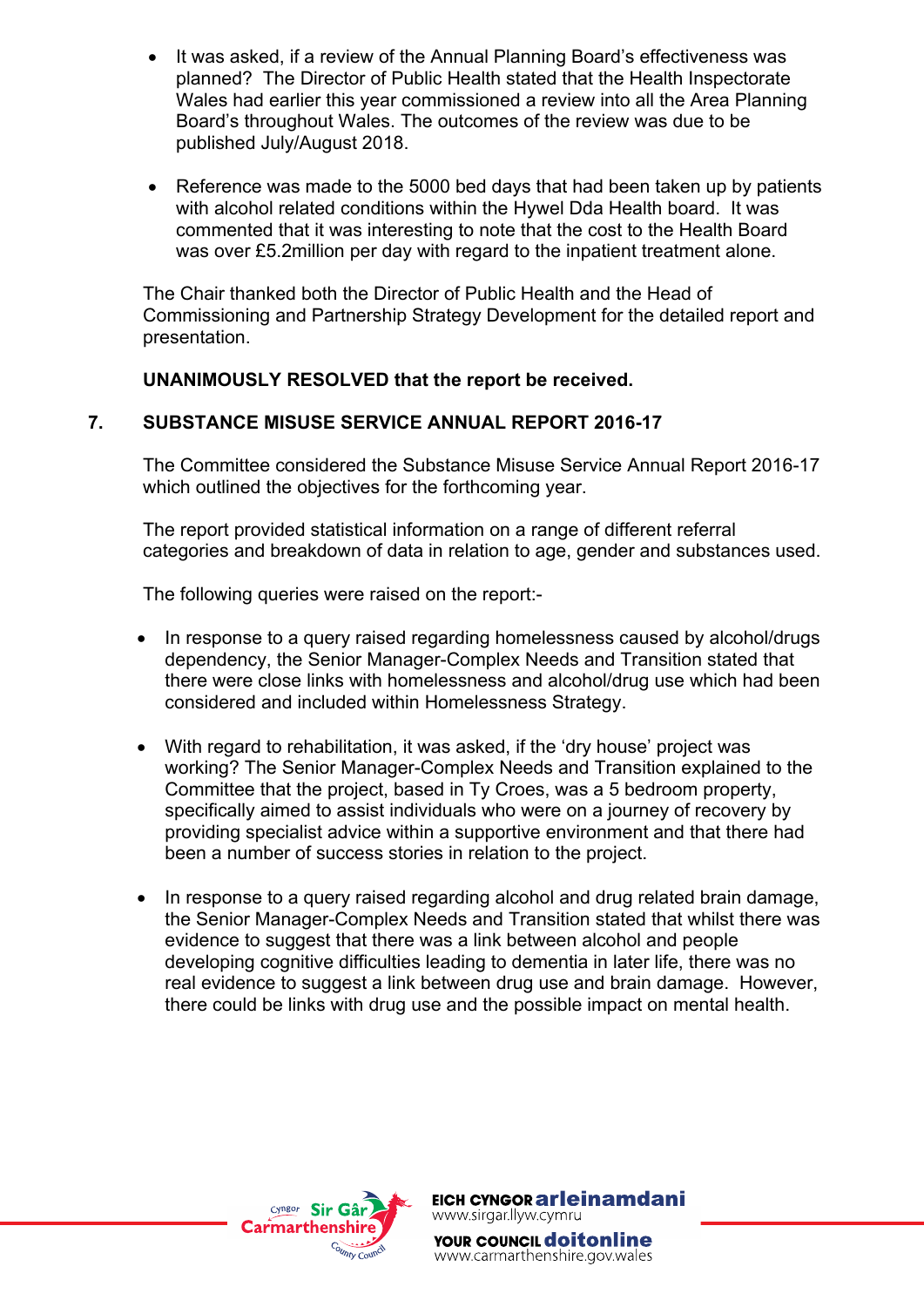- It was asked, if a review of the Annual Planning Board's effectiveness was planned? The Director of Public Health stated that the Health Inspectorate Wales had earlier this year commissioned a review into all the Area Planning Board's throughout Wales. The outcomes of the review was due to be published July/August 2018.

- Reference was made to the 5000 bed days that had been taken up by patients with alcohol related conditions within the Hywel Dda Health board. It was commented that it was interesting to note that the cost to the Health Board was over £5.2million per day with regard to the inpatient treatment alone.

The Chair thanked both the Director of Public Health and the Head of Commissioning and Partnership Strategy Development for the detailed report and presentation.

**UNANIMOUSLY RESOLVED that the report be received.**

## 7. SUBSTANCE MISUSE SERVICE ANNUAL REPORT 2016-17

The Committee considered the Substance Misuse Service Annual Report 2016-17 which outlined the objectives for the forthcoming year.

The report provided statistical information on a range of different referral categories and breakdown of data in relation to age, gender and substances used.

The following queries were raised on the report:-

- In response to a query raised regarding homelessness caused by alcohol/drugs dependency, the Senior Manager-Complex Needs and Transition stated that there were close links with homelessness and alcohol/drug use which had been considered and included within Homelessness Strategy.

- With regard to rehabilitation, it was asked, if the 'dry house' project was working? The Senior Manager-Complex Needs and Transition explained to the Committee that the project, based in Ty Croes, was a 5 bedroom property, specifically aimed to assist individuals who were on a journey of recovery by providing specialist advice within a supportive environment and that there had been a number of success stories in relation to the project.

- In response to a query raised regarding alcohol and drug related brain damage, the Senior Manager-Complex Needs and Transition stated that whilst there was evidence to suggest that there was a link between alcohol and people developing cognitive difficulties leading to dementia in later life, there was no real evidence to suggest a link between drug use and brain damage. However, there could be links with drug use and the possible impact on mental health.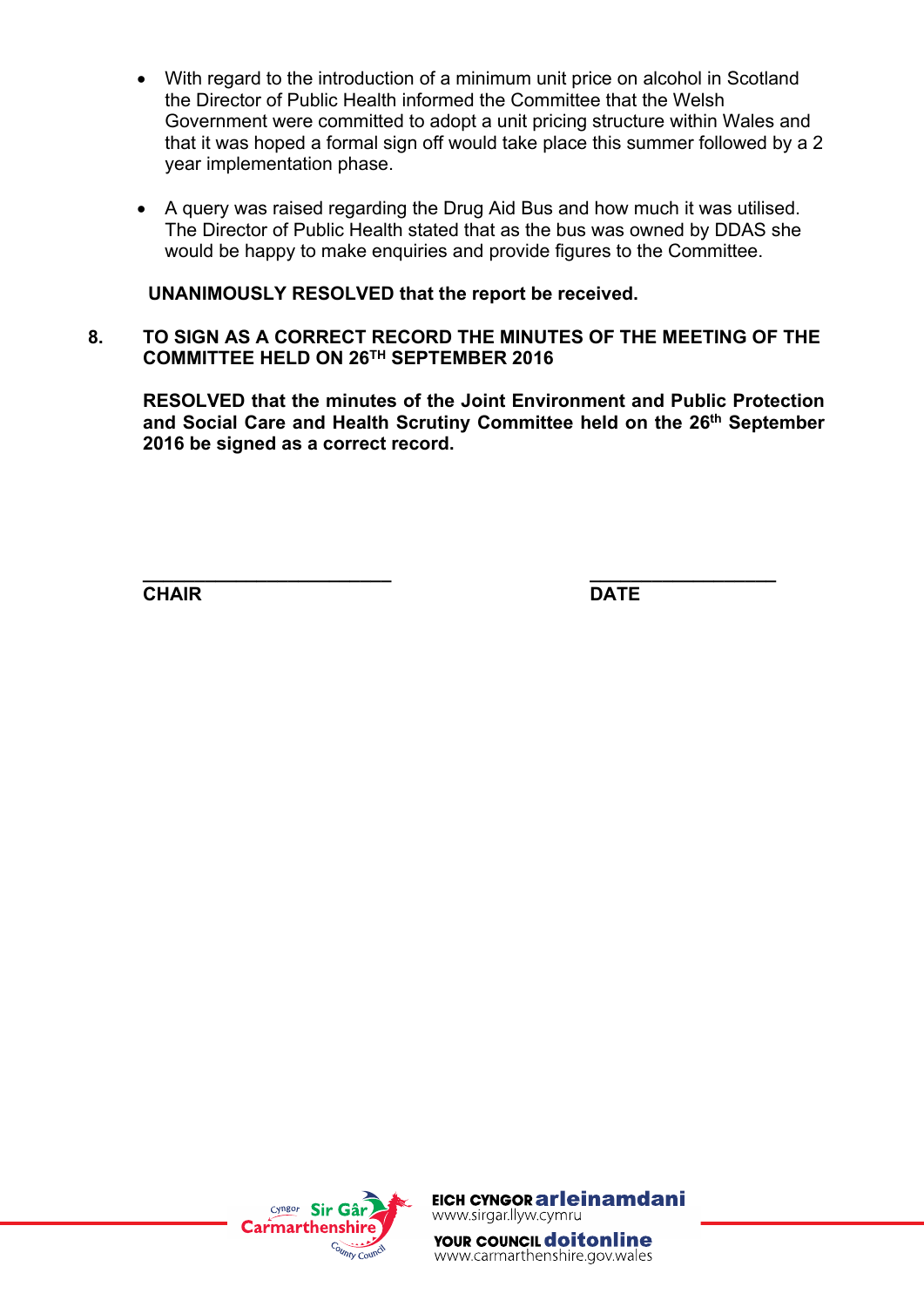- With regard to the introduction of a minimum unit price on alcohol in Scotland the Director of Public Health informed the Committee that the Welsh Government were committed to adopt a unit pricing structure within Wales and that it was hoped a formal sign off would take place this summer followed by a 2 year implementation phase.

- A query was raised regarding the Drug Aid Bus and how much it was utilised. The Director of Public Health stated that as the bus was owned by DDAS she would be happy to make enquiries and provide figures to the Committee.

**UNANIMOUSLY RESOLVED that the report be received.**

## 8. TO SIGN AS A CORRECT RECORD THE MINUTES OF THE MEETING OF THE COMMITTEE HELD ON 26TH SEPTEMBER 2016

**RESOLVED that the minutes of the Joint Environment and Public Protection and Social Care and Health Scrutiny Committee held on the 26th September 2016 be signed as a correct record.**

________________________ ________________________

**CHAIR** **DATE**